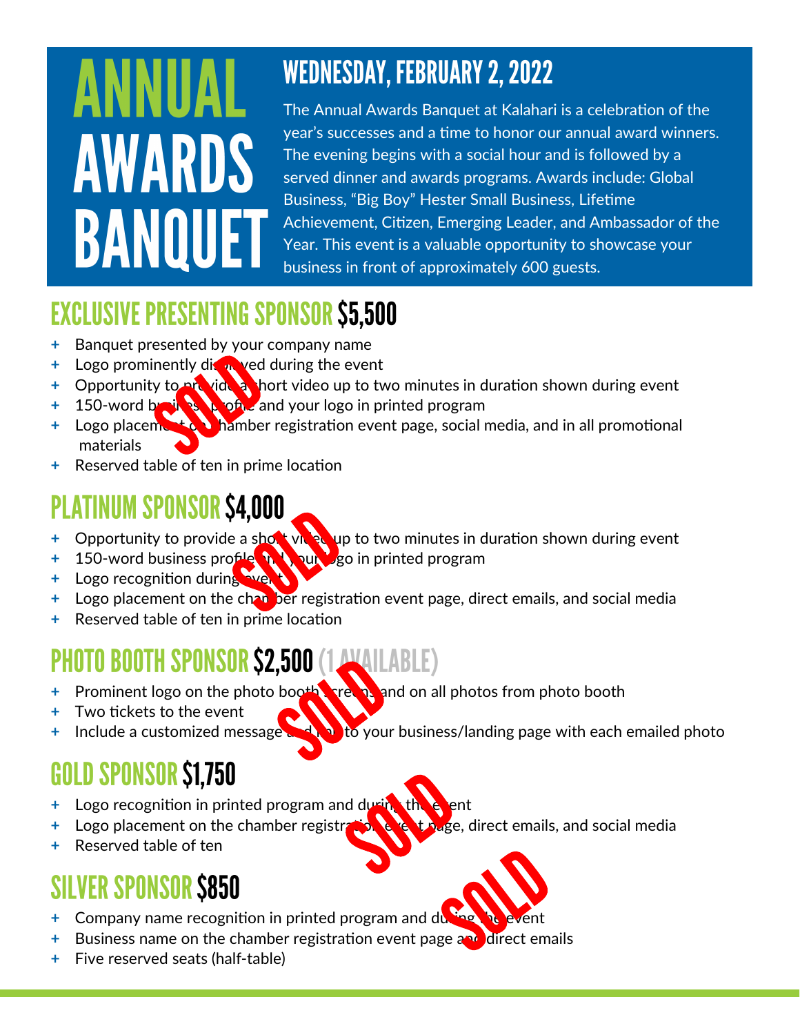# ANNUAL AWARDS BANQUET

## WEDNESDAY, FEBRUARY 2, 2022

The Annual Awards Banquet at Kalahari is a celebration of the year's successes and a time to honor our annual award winners. The evening begins with a social hour and is followed by a served dinner and awards programs. Awards include: Global Business, "Big Boy" Hester Small Business, Lifetime Achievement, Citizen, Emerging Leader, and Ambassador of the Year. This event is a valuable opportunity to showcase your business in front of approximately 600 guests.

## EXCLUSIVE PRESENTING SPONSOR $5,500

SOLD

- Banquet presented by your company name
- Logo prominently displayed during the event
- Opportunity to provide a short video up to two minutes in duration shown during event
- 150-word business profile and your logo in printed program
- Logo placement on chamber registration event page, social media, and in all promotional materials
- Reserved table of ten in prime location

## PLATINUM SPONSOR $4,000

SOLD

- Opportunity to provide a short video up to two minutes in duration shown during event
- 150-word business profile and your logo in printed program
- Logo recognition during event
- Logo placement on the chamber registration event page, direct emails, and social media
- Reserved table of ten in prime location

## PHOTO BOOTH SPONSOR $2,500 (1 AVAILABLE)

SOLD

- Prominent logo on the photo booth screens and on all photos from photo booth
- Two tickets to the event
- Include a customized message and link to your business/landing page with each emailed photo

## GOLD SPONSOR $1,750

SOLD

- Logo recognition in printed program and during the event
- Logo placement on the chamber registration event page, direct emails, and social media
- Reserved table of ten

## SILVER SPONSOR $850

SOLD

- Company name recognition in printed program and during the event
- Business name on the chamber registration event page and direct emails
- Five reserved seats (half-table)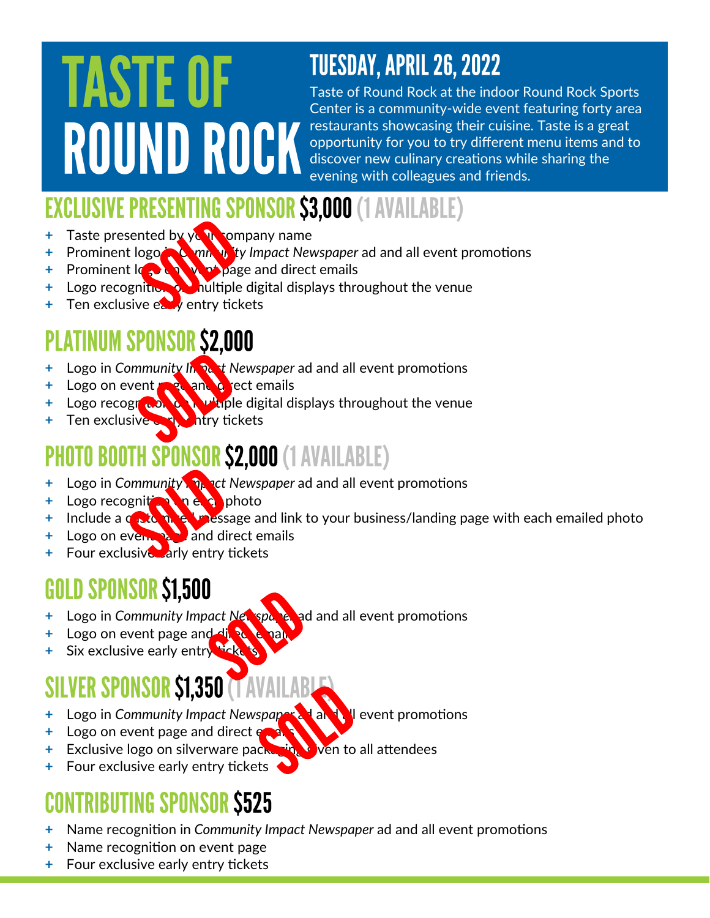# TASTE OF ROUND ROCK

## TUESDAY, APRIL 26, 2022

Taste of Round Rock at the indoor Round Rock Sports Center is a community-wide event featuring forty area restaurants showcasing their cuisine. Taste is a great opportunity for you to try different menu items and to discover new culinary creations while sharing the evening with colleagues and friends.

## EXCLUSIVE PRESENTING SPONSOR $3,000 (1 AVAILABLE)

SOLD

- Taste presented by your company name
- Prominent logo in *Community Impact Newspaper* ad and all event promotions
- Prominent logo on event page and direct emails
- Logo recognition on multiple digital displays throughout the venue
- Ten exclusive early entry tickets

## PLATINUM SPONSOR $2,000

SOLD

- Logo in *Community Impact Newspaper* ad and all event promotions
- Logo on event page and direct emails
- Logo recognition on multiple digital displays throughout the venue
- Ten exclusive early entry tickets

## PHOTO BOOTH SPONSOR $2,000 (1 AVAILABLE)

SOLD

- Logo in *Community Impact Newspaper* ad and all event promotions
- Logo recognition on each photo
- Include a customized message and link to your business/landing page with each emailed photo
- Logo on event page and direct emails
- Four exclusive early entry tickets

## GOLD SPONSOR $1,500

SOLD

- Logo in *Community Impact Newspaper* ad and all event promotions
- Logo on event page and direct emails
- Six exclusive early entry tickets

## SILVER SPONSOR $1,350 (1 AVAILABLE)

SOLD

- Logo in *Community Impact Newspaper* ad and all event promotions
- Logo on event page and direct emails
- Exclusive logo on silverware packaging given to all attendees
- Four exclusive early entry tickets

## CONTRIBUTING SPONSOR $525

- Name recognition in *Community Impact Newspaper* ad and all event promotions
- Name recognition on event page
- Four exclusive early entry tickets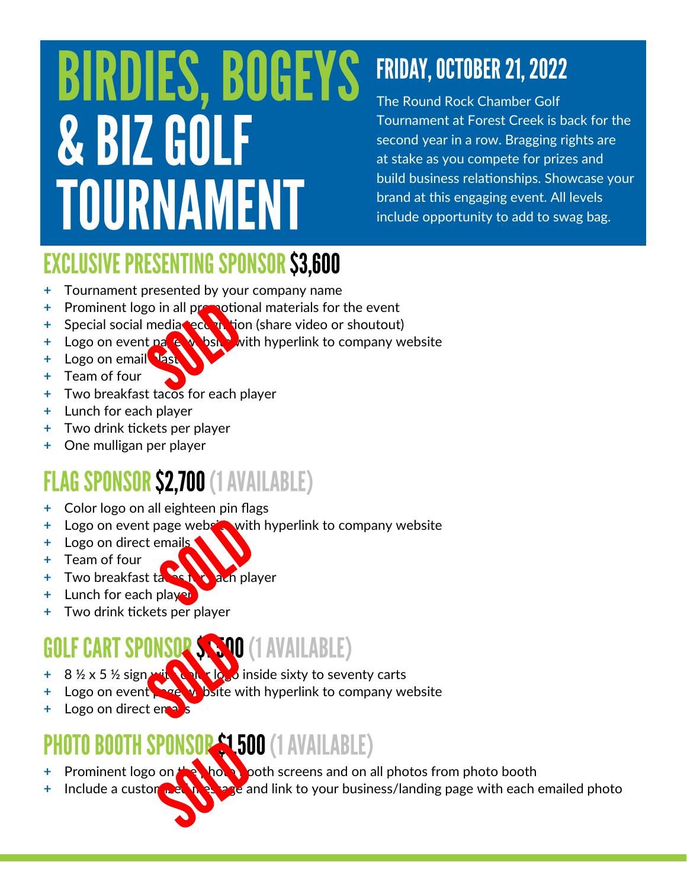# BIRDIES, BOGEYS & BIZ GOLF TOURNAMENT

## FRIDAY, OCTOBER 21, 2022

The Round Rock Chamber Golf Tournament at Forest Creek is back for the second year in a row. Bragging rights are at stake as you compete for prizes and build business relationships. Showcase your brand at this engaging event. All levels include opportunity to add to swag bag.

## EXCLUSIVE PRESENTING SPONSOR $3,600

SOLD

- Tournament presented by your company name
- Prominent logo in all promotional materials for the event
- Special social media recognition (share video or shoutout)
- Logo on event page website with hyperlink to company website
- Logo on email blasts
- Team of four
- Two breakfast tacos for each player
- Lunch for each player
- Two drink tickets per player
- One mulligan per player

## FLAG SPONSOR $2,700 (1 AVAILABLE)

SOLD

- Color logo on all eighteen pin flags
- Logo on event page website with hyperlink to company website
- Logo on direct emails
- Team of four
- Two breakfast tacos for each player
- Lunch for each player
- Two drink tickets per player

## GOLF CART SPONSOR $1,500 (1 AVAILABLE)

SOLD

- 8 ½ x 5 ½ sign with color logo inside sixty to seventy carts
- Logo on event page website with hyperlink to company website
- Logo on direct emails

## PHOTO BOOTH SPONSOR $1,500 (1 AVAILABLE)

SOLD

- Prominent logo on the photo booth screens and on all photos from photo booth
- Include a customized message and link to your business/landing page with each emailed photo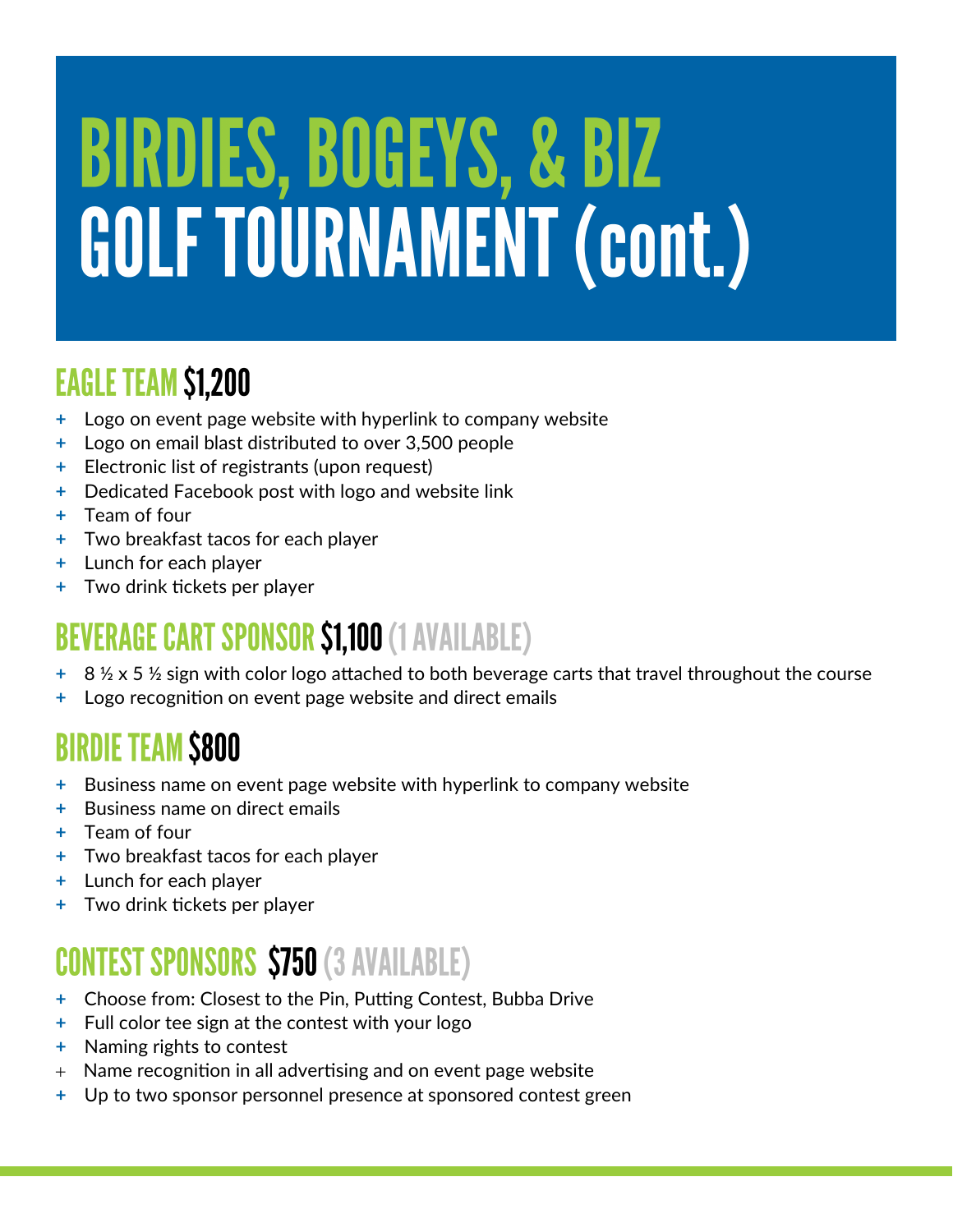# BIRDIES, BOGEYS, & BIZ GOLF TOURNAMENT (cont.)

## EAGLE TEAM $1,200

- Logo on event page website with hyperlink to company website
- Logo on email blast distributed to over 3,500 people
- Electronic list of registrants (upon request)
- Dedicated Facebook post with logo and website link
- Team of four
- Two breakfast tacos for each player
- Lunch for each player
- Two drink tickets per player

## BEVERAGE CART SPONSOR $1,100 (1 AVAILABLE)

- 8 ½ x 5 ½ sign with color logo attached to both beverage carts that travel throughout the course
- Logo recognition on event page website and direct emails

## BIRDIE TEAM $800

- Business name on event page website with hyperlink to company website
- Business name on direct emails
- Team of four
- Two breakfast tacos for each player
- Lunch for each player
- Two drink tickets per player

## CONTEST SPONSORS $750 (3 AVAILABLE)

- Choose from: Closest to the Pin, Putting Contest, Bubba Drive
- Full color tee sign at the contest with your logo
- Naming rights to contest
- Name recognition in all advertising and on event page website
- Up to two sponsor personnel presence at sponsored contest green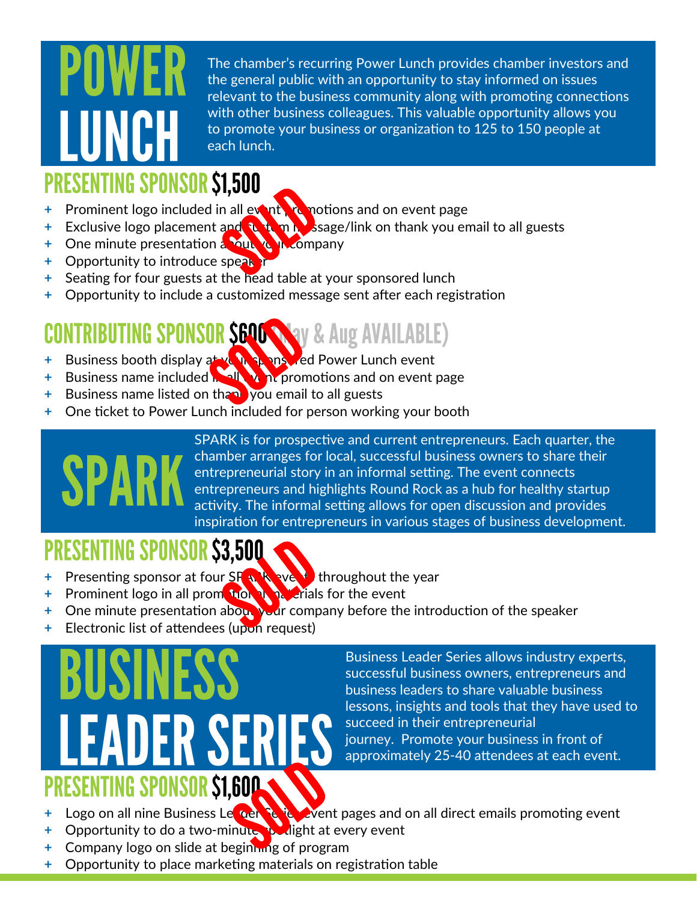# POWER LUNCH

The chamber's recurring Power Lunch provides chamber investors and the general public with an opportunity to stay informed on issues relevant to the business community along with promoting connections with other business colleagues. This valuable opportunity allows you to promote your business or organization to 125 to 150 people at each lunch.

## PRESENTING SPONSOR $1,500

SOLD

- Prominent logo included in all event promotions and on event page
- Exclusive logo placement and custom message/link on thank you email to all guests
- One minute presentation about your company
- Opportunity to introduce speaker
- Seating for four guests at the head table at your sponsored lunch
- Opportunity to include a customized message sent after each registration

## CONTRIBUTING SPONSOR $600 (May & Aug AVAILABLE)

SOLD

- Business booth display at your sponsored Power Lunch event
- Business name included in all event promotions and on event page
- Business name listed on thank you email to all guests
- One ticket to Power Lunch included for person working your booth

# SPARK

SPARK is for prospective and current entrepreneurs. Each quarter, the chamber arranges for local, successful business owners to share their entrepreneurial story in an informal setting. The event connects entrepreneurs and highlights Round Rock as a hub for healthy startup activity. The informal setting allows for open discussion and provides inspiration for entrepreneurs in various stages of business development.

## PRESENTING SPONSOR $3,500

SOLD

- Presenting sponsor at four SPARK events throughout the year
- Prominent logo in all promotional materials for the event
- One minute presentation about your company before the introduction of the speaker
- Electronic list of attendees (upon request)

# BUSINESS LEADER SERIES

Business Leader Series allows industry experts, successful business owners, entrepreneurs and business leaders to share valuable business lessons, insights and tools that they have used to succeed in their entrepreneurial journey. Promote your business in front of approximately 25-40 attendees at each event.

## PRESENTING SPONSOR $1,600

SOLD

- Logo on all nine Business Leader Series event pages and on all direct emails promoting event
- Opportunity to do a two-minute spotlight at every event
- Company logo on slide at beginning of program
- Opportunity to place marketing materials on registration table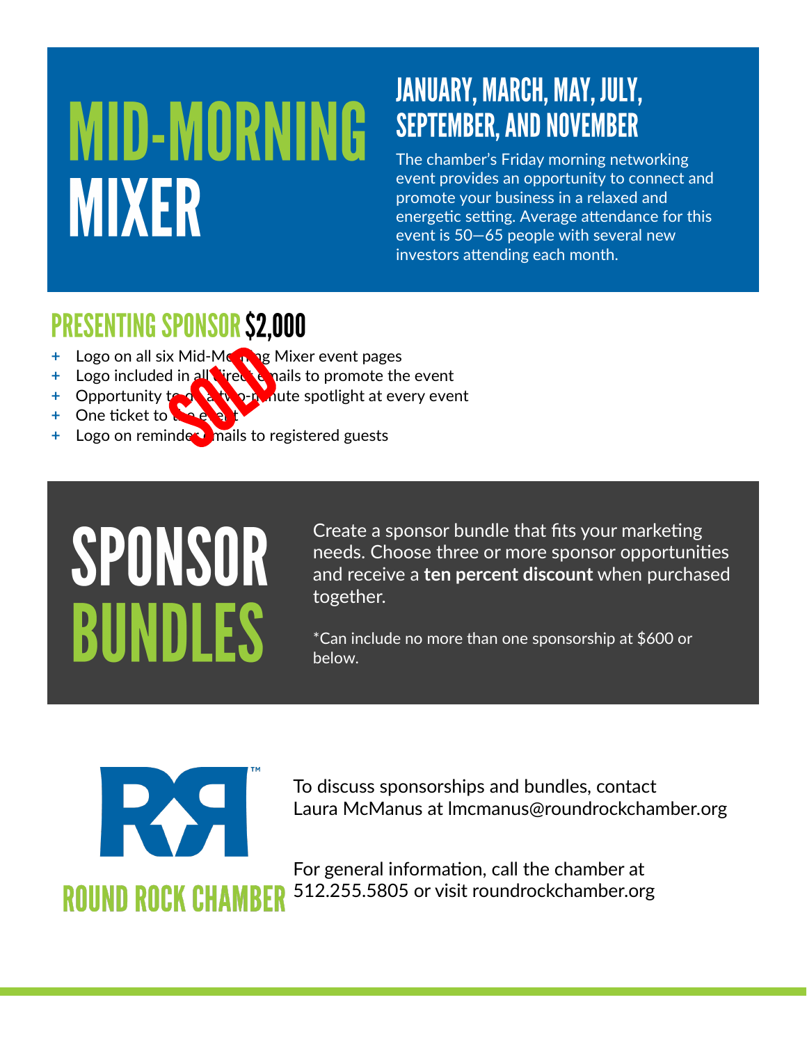# MID-MORNING MIXER

## JANUARY, MARCH, MAY, JULY, SEPTEMBER, AND NOVEMBER

The chamber's Friday morning networking event provides an opportunity to connect and promote your business in a relaxed and energetic setting. Average attendance for this event is 50—65 people with several new investors attending each month.

## PRESENTING SPONSOR $2,000

SOLD

- Logo on all six Mid-Morning Mixer event pages
- Logo included in all direct emails to promote the event
- Opportunity to do a two-minute spotlight at every event
- One ticket to the event
- Logo on reminder emails to registered guests

# SPONSOR BUNDLES

Create a sponsor bundle that fits your marketing needs. Choose three or more sponsor opportunities and receive a **ten percent discount** when purchased together.

*Can include no more than one sponsorship at $600 or below.

ROUND ROCK CHAMBER

To discuss sponsorships and bundles, contact Laura McManus at lmcmanus@roundrockchamber.org

For general information, call the chamber at 512.255.5805 or visit roundrockchamber.org